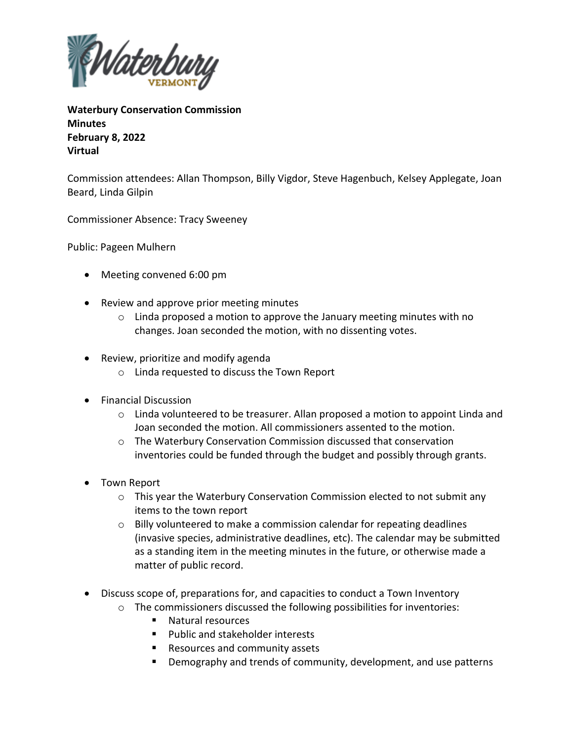**Waterbury Conservation Commission**
**Minutes**
**February 8, 2022**
**Virtual**

Commission attendees: Allan Thompson, Billy Vigdor, Steve Hagenbuch, Kelsey Applegate, Joan Beard, Linda Gilpin

Commissioner Absence: Tracy Sweeney

Public: Pageen Mulhern

- Meeting convened 6:00 pm

- Review and approve prior meeting minutes
  - Linda proposed a motion to approve the January meeting minutes with no changes. Joan seconded the motion, with no dissenting votes.

- Review, prioritize and modify agenda
  - Linda requested to discuss the Town Report

- Financial Discussion
  - Linda volunteered to be treasurer. Allan proposed a motion to appoint Linda and Joan seconded the motion. All commissioners assented to the motion.
  - The Waterbury Conservation Commission discussed that conservation inventories could be funded through the budget and possibly through grants.

- Town Report
  - This year the Waterbury Conservation Commission elected to not submit any items to the town report
  - Billy volunteered to make a commission calendar for repeating deadlines (invasive species, administrative deadlines, etc). The calendar may be submitted as a standing item in the meeting minutes in the future, or otherwise made a matter of public record.

- Discuss scope of, preparations for, and capacities to conduct a Town Inventory
  - The commissioners discussed the following possibilities for inventories:
    - Natural resources
    - Public and stakeholder interests
    - Resources and community assets
    - Demography and trends of community, development, and use patterns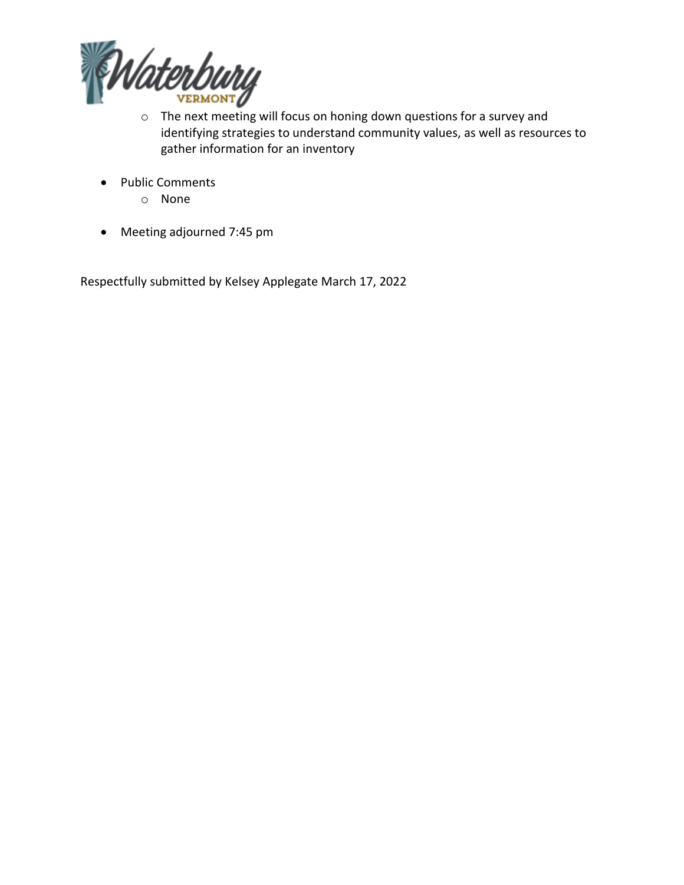- The next meeting will focus on honing down questions for a survey and identifying strategies to understand community values, as well as resources to gather information for an inventory

- Public Comments
  - None

- Meeting adjourned 7:45 pm

Respectfully submitted by Kelsey Applegate March 17, 2022